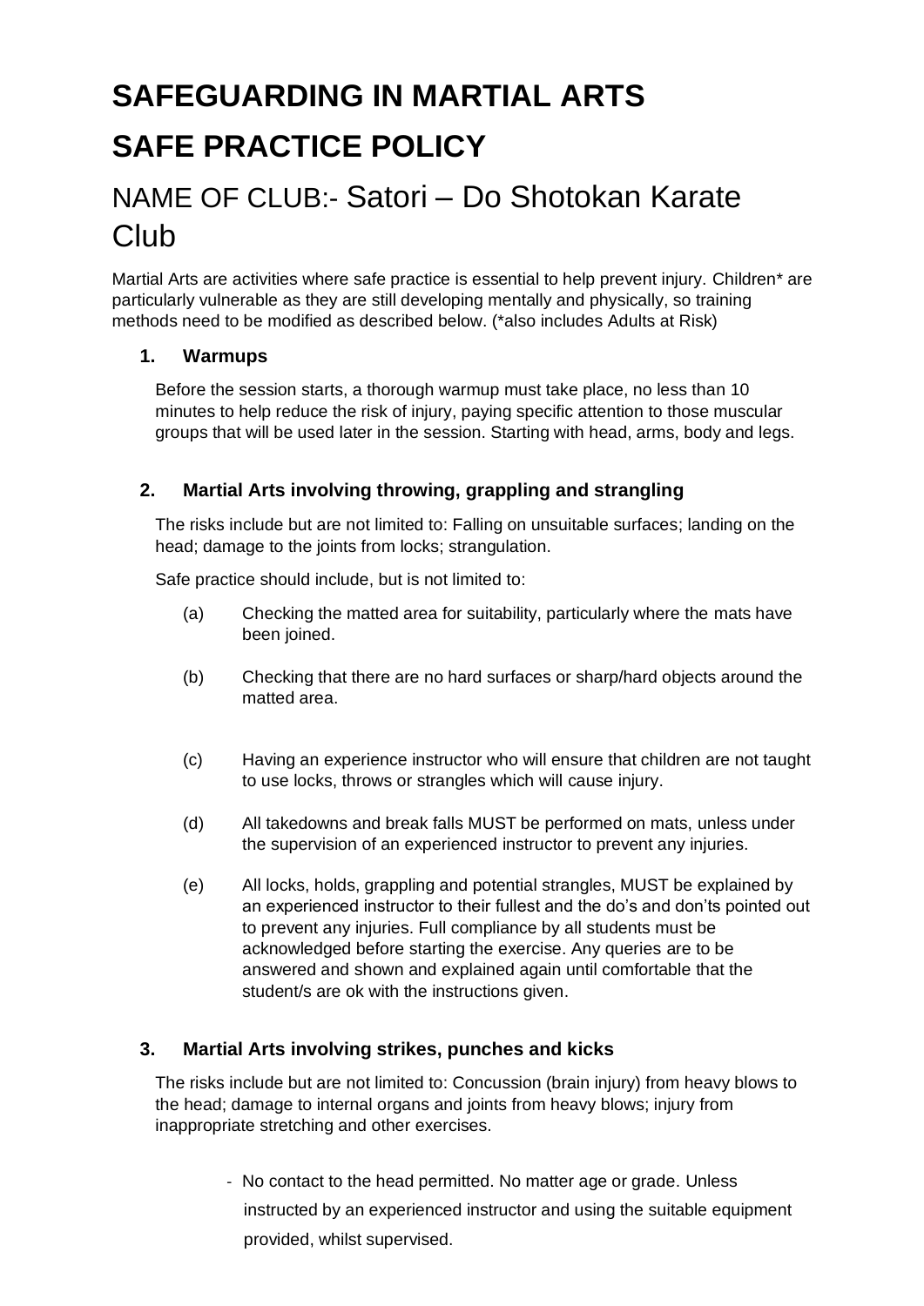# SAFEGUARDING IN MARTIAL ARTS

# SAFE PRACTICE POLICY

## NAME OF CLUB:- Satori – Do Shotokan Karate Club

Martial Arts are activities where safe practice is essential to help prevent injury. Children* are particularly vulnerable as they are still developing mentally and physically, so training methods need to be modified as described below. (*also includes Adults at Risk)

### 1. Warmups

Before the session starts, a thorough warmup must take place, no less than 10 minutes to help reduce the risk of injury, paying specific attention to those muscular groups that will be used later in the session. Starting with head, arms, body and legs.

### 2. Martial Arts involving throwing, grappling and strangling

The risks include but are not limited to: Falling on unsuitable surfaces; landing on the head; damage to the joints from locks; strangulation.

Safe practice should include, but is not limited to:

(a) Checking the matted area for suitability, particularly where the mats have been joined.

(b) Checking that there are no hard surfaces or sharp/hard objects around the matted area.

(c) Having an experience instructor who will ensure that children are not taught to use locks, throws or strangles which will cause injury.

(d) All takedowns and break falls MUST be performed on mats, unless under the supervision of an experienced instructor to prevent any injuries.

(e) All locks, holds, grappling and potential strangles, MUST be explained by an experienced instructor to their fullest and the do's and don'ts pointed out to prevent any injuries. Full compliance by all students must be acknowledged before starting the exercise. Any queries are to be answered and shown and explained again until comfortable that the student/s are ok with the instructions given.

### 3. Martial Arts involving strikes, punches and kicks

The risks include but are not limited to: Concussion (brain injury) from heavy blows to the head; damage to internal organs and joints from heavy blows; injury from inappropriate stretching and other exercises.

- No contact to the head permitted. No matter age or grade. Unless instructed by an experienced instructor and using the suitable equipment provided, whilst supervised.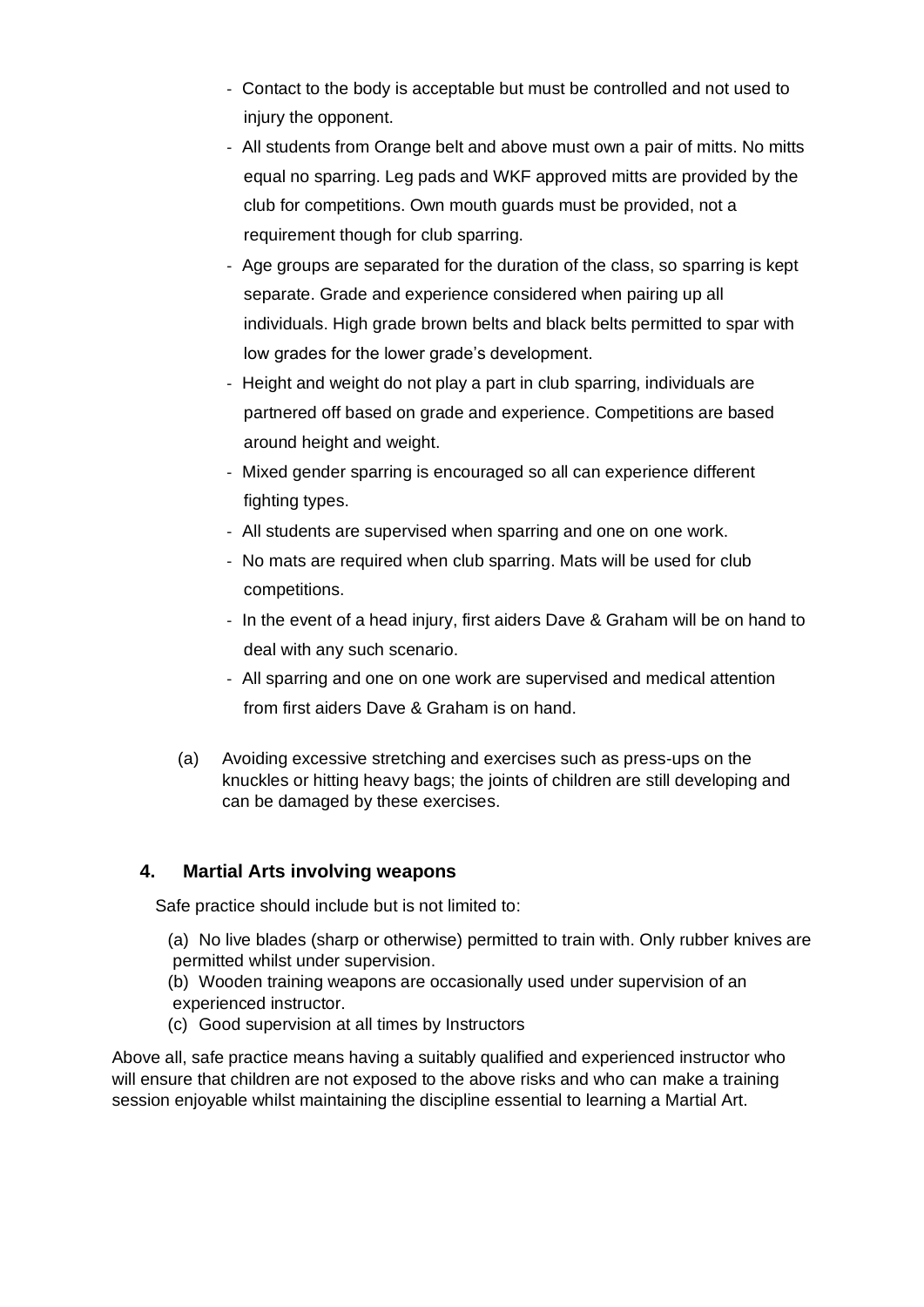- Contact to the body is acceptable but must be controlled and not used to injury the opponent.
- All students from Orange belt and above must own a pair of mitts. No mitts equal no sparring. Leg pads and WKF approved mitts are provided by the club for competitions. Own mouth guards must be provided, not a requirement though for club sparring.
- Age groups are separated for the duration of the class, so sparring is kept separate. Grade and experience considered when pairing up all individuals. High grade brown belts and black belts permitted to spar with low grades for the lower grade's development.
- Height and weight do not play a part in club sparring, individuals are partnered off based on grade and experience. Competitions are based around height and weight.
- Mixed gender sparring is encouraged so all can experience different fighting types.
- All students are supervised when sparring and one on one work.
- No mats are required when club sparring. Mats will be used for club competitions.
- In the event of a head injury, first aiders Dave & Graham will be on hand to deal with any such scenario.
- All sparring and one on one work are supervised and medical attention from first aiders Dave & Graham is on hand.

(a) Avoiding excessive stretching and exercises such as press-ups on the knuckles or hitting heavy bags; the joints of children are still developing and can be damaged by these exercises.

## 4. Martial Arts involving weapons

Safe practice should include but is not limited to:

(a) No live blades (sharp or otherwise) permitted to train with. Only rubber knives are permitted whilst under supervision.

(b) Wooden training weapons are occasionally used under supervision of an experienced instructor.

(c) Good supervision at all times by Instructors

Above all, safe practice means having a suitably qualified and experienced instructor who will ensure that children are not exposed to the above risks and who can make a training session enjoyable whilst maintaining the discipline essential to learning a Martial Art.